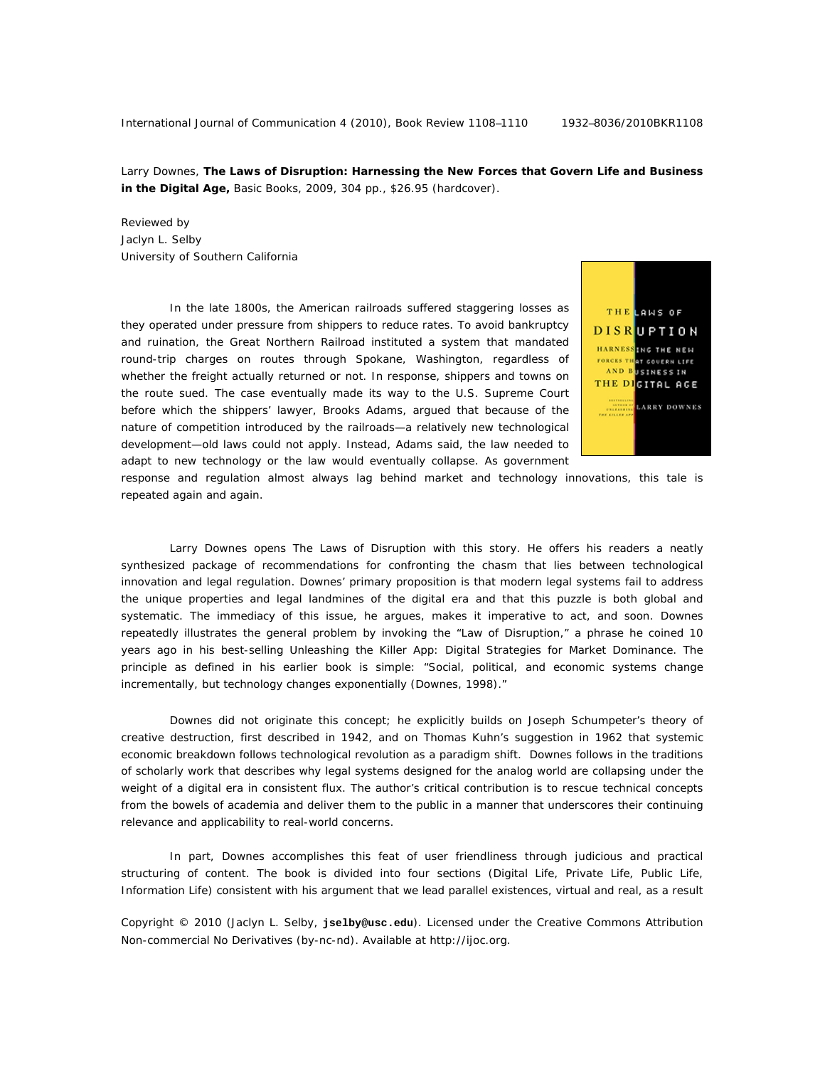Larry Downes, **The Laws of Disruption: Harnessing the New Forces that Govern Life and Business in the Digital Age,** Basic Books, 2009, 304 pp., $26.95 (hardcover).

Reviewed by
Jaclyn L. Selby
University of Southern California

In the late 1800s, the American railroads suffered staggering losses as they operated under pressure from shippers to reduce rates. To avoid bankruptcy and ruination, the Great Northern Railroad instituted a system that mandated round-trip charges on routes through Spokane, Washington, regardless of whether the freight actually returned or not. In response, shippers and towns on the route sued. The case eventually made its way to the U.S. Supreme Court before which the shippers' lawyer, Brooks Adams, argued that because of the nature of competition introduced by the railroads—a relatively new technological development—old laws could not apply. Instead, Adams said, the law needed to adapt to new technology or the law would eventually collapse. As government response and regulation almost always lag behind market and technology innovations, this tale is repeated again and again.

Larry Downes opens The Laws of Disruption with this story. He offers his readers a neatly synthesized package of recommendations for confronting the chasm that lies between technological innovation and legal regulation. Downes' primary proposition is that modern legal systems fail to address the unique properties and legal landmines of the digital era and that this puzzle is both global and systematic. The immediacy of this issue, he argues, makes it imperative to act, and soon. Downes repeatedly illustrates the general problem by invoking the "Law of Disruption," a phrase he coined 10 years ago in his best-selling Unleashing the Killer App: Digital Strategies for Market Dominance. The principle as defined in his earlier book is simple: "Social, political, and economic systems change incrementally, but technology changes exponentially (Downes, 1998)."

Downes did not originate this concept; he explicitly builds on Joseph Schumpeter's theory of creative destruction, first described in 1942, and on Thomas Kuhn's suggestion in 1962 that systemic economic breakdown follows technological revolution as a paradigm shift. Downes follows in the traditions of scholarly work that describes why legal systems designed for the analog world are collapsing under the weight of a digital era in consistent flux. The author's critical contribution is to rescue technical concepts from the bowels of academia and deliver them to the public in a manner that underscores their continuing relevance and applicability to real-world concerns.

In part, Downes accomplishes this feat of user friendliness through judicious and practical structuring of content. The book is divided into four sections (Digital Life, Private Life, Public Life, Information Life) consistent with his argument that we lead parallel existences, virtual and real, as a result

Copyright © 2010 (Jaclyn L. Selby, **jselby@usc.edu**). Licensed under the Creative Commons Attribution Non-commercial No Derivatives (by-nc-nd). Available at http://ijoc.org.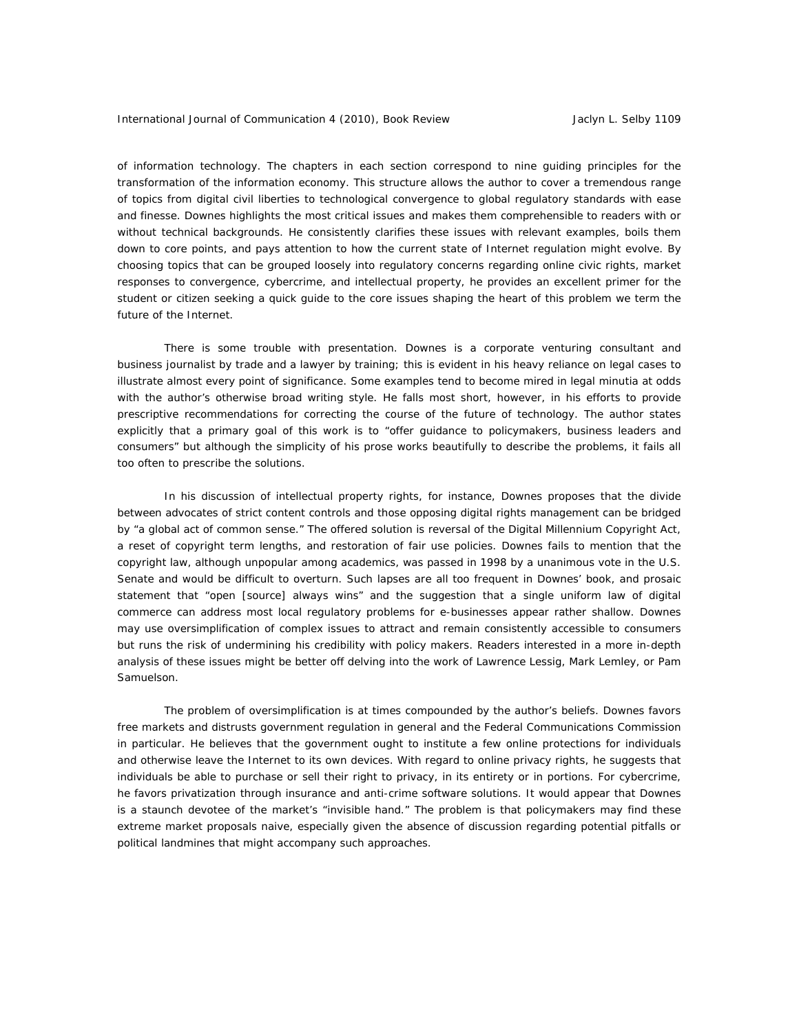of information technology. The chapters in each section correspond to nine guiding principles for the transformation of the information economy. This structure allows the author to cover a tremendous range of topics from digital civil liberties to technological convergence to global regulatory standards with ease and finesse. Downes highlights the most critical issues and makes them comprehensible to readers with or without technical backgrounds. He consistently clarifies these issues with relevant examples, boils them down to core points, and pays attention to how the current state of Internet regulation might evolve. By choosing topics that can be grouped loosely into regulatory concerns regarding online civic rights, market responses to convergence, cybercrime, and intellectual property, he provides an excellent primer for the student or citizen seeking a quick guide to the core issues shaping the heart of this problem we term the future of the Internet.

There is some trouble with presentation. Downes is a corporate venturing consultant and business journalist by trade and a lawyer by training; this is evident in his heavy reliance on legal cases to illustrate almost every point of significance. Some examples tend to become mired in legal minutia at odds with the author's otherwise broad writing style. He falls most short, however, in his efforts to provide prescriptive recommendations for correcting the course of the future of technology. The author states explicitly that a primary goal of this work is to "offer guidance to policymakers, business leaders and consumers" but although the simplicity of his prose works beautifully to describe the problems, it fails all too often to prescribe the solutions.

In his discussion of intellectual property rights, for instance, Downes proposes that the divide between advocates of strict content controls and those opposing digital rights management can be bridged by "a global act of common sense." The offered solution is reversal of the Digital Millennium Copyright Act, a reset of copyright term lengths, and restoration of fair use policies. Downes fails to mention that the copyright law, although unpopular among academics, was passed in 1998 by a unanimous vote in the U.S. Senate and would be difficult to overturn. Such lapses are all too frequent in Downes' book, and prosaic statement that "open [source] always wins" and the suggestion that a single uniform law of digital commerce can address most local regulatory problems for e-businesses appear rather shallow. Downes may use oversimplification of complex issues to attract and remain consistently accessible to consumers but runs the risk of undermining his credibility with policy makers. Readers interested in a more in-depth analysis of these issues might be better off delving into the work of Lawrence Lessig, Mark Lemley, or Pam Samuelson.

The problem of oversimplification is at times compounded by the author's beliefs. Downes favors free markets and distrusts government regulation in general and the Federal Communications Commission in particular. He believes that the government ought to institute a few online protections for individuals and otherwise leave the Internet to its own devices. With regard to online privacy rights, he suggests that individuals be able to purchase or sell their right to privacy, in its entirety or in portions. For cybercrime, he favors privatization through insurance and anti-crime software solutions. It would appear that Downes is a staunch devotee of the market's "invisible hand." The problem is that policymakers may find these extreme market proposals naive, especially given the absence of discussion regarding potential pitfalls or political landmines that might accompany such approaches.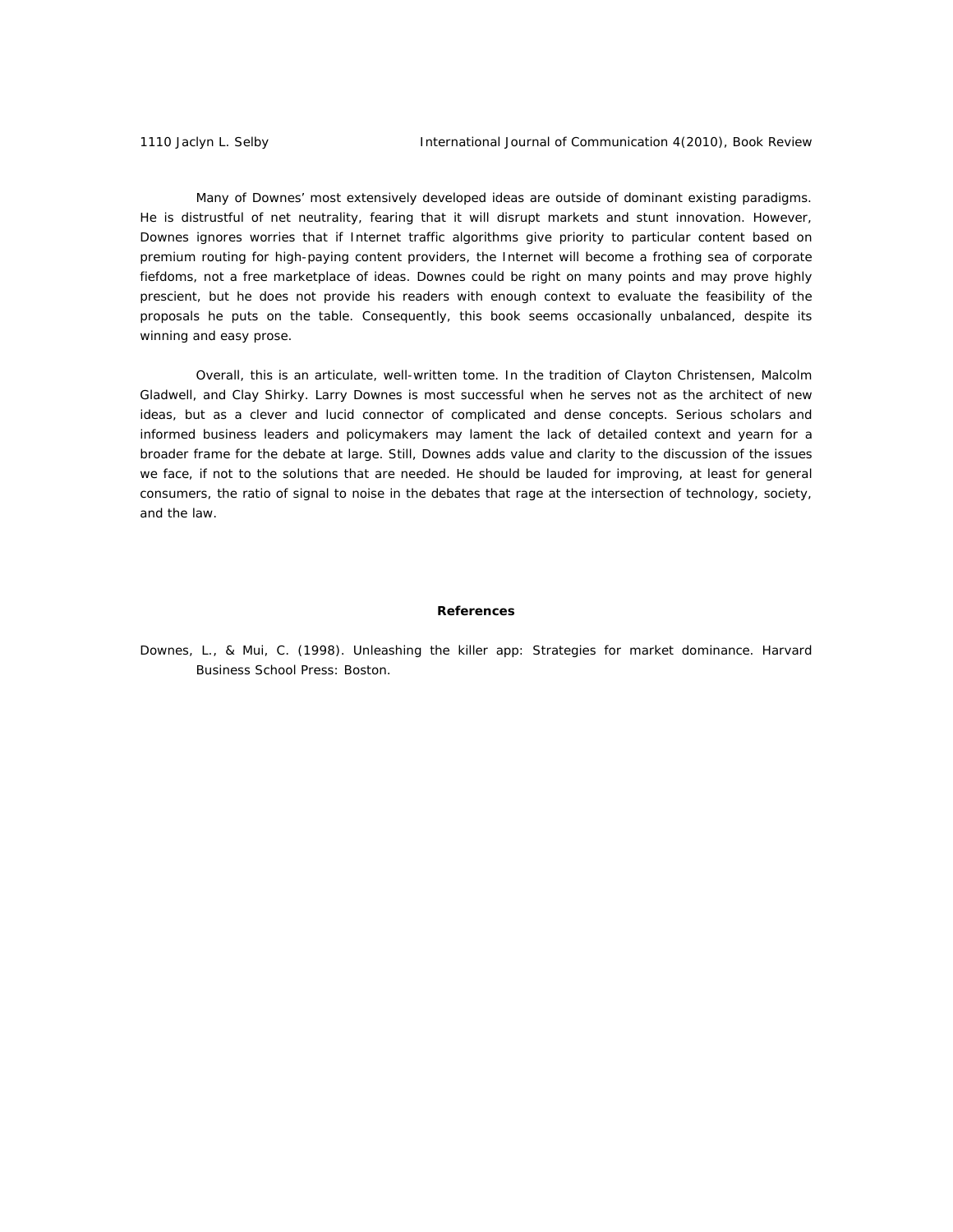Many of Downes' most extensively developed ideas are outside of dominant existing paradigms. He is distrustful of net neutrality, fearing that it will disrupt markets and stunt innovation. However, Downes ignores worries that if Internet traffic algorithms give priority to particular content based on premium routing for high-paying content providers, the Internet will become a frothing sea of corporate fiefdoms, not a free marketplace of ideas. Downes could be right on many points and may prove highly prescient, but he does not provide his readers with enough context to evaluate the feasibility of the proposals he puts on the table. Consequently, this book seems occasionally unbalanced, despite its winning and easy prose.

Overall, this is an articulate, well-written tome. In the tradition of Clayton Christensen, Malcolm Gladwell, and Clay Shirky. Larry Downes is most successful when he serves not as the architect of new ideas, but as a clever and lucid connector of complicated and dense concepts. Serious scholars and informed business leaders and policymakers may lament the lack of detailed context and yearn for a broader frame for the debate at large. Still, Downes adds value and clarity to the discussion of the issues we face, if not to the solutions that are needed. He should be lauded for improving, at least for general consumers, the ratio of signal to noise in the debates that rage at the intersection of technology, society, and the law.

**References**

Downes, L., & Mui, C. (1998). Unleashing the killer app: Strategies for market dominance. Harvard Business School Press: Boston.